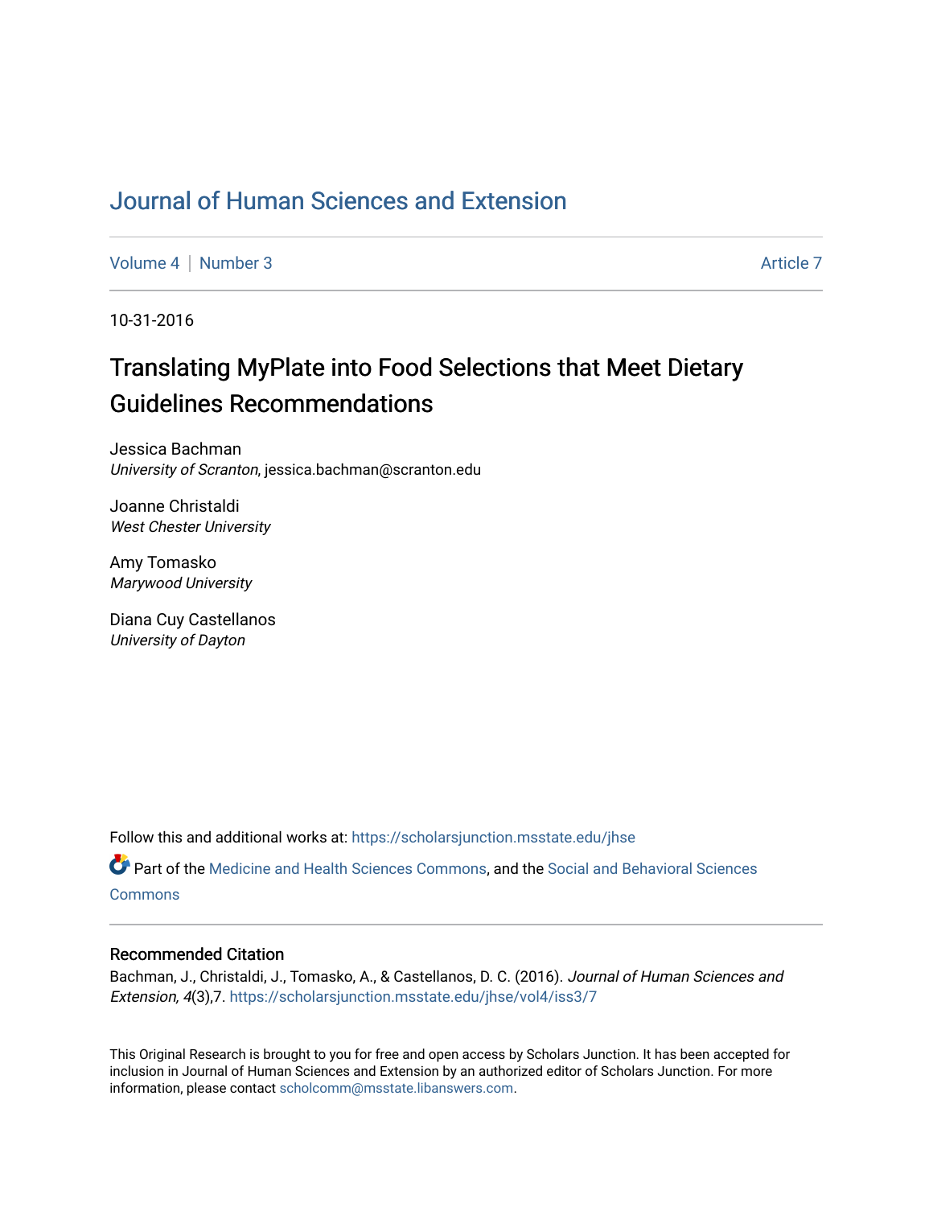# Journal of Human Sciences and Extension

Volume 4 | Number 3 Article 7

10-31-2016

## Translating MyPlate into Food Selections that Meet Dietary Guidelines Recommendations

Jessica Bachman
*University of Scranton*, jessica.bachman@scranton.edu

Joanne Christaldi
*West Chester University*

Amy Tomasko
*Marywood University*

Diana Cuy Castellanos
*University of Dayton*

Follow this and additional works at: https://scholarsjunction.msstate.edu/jhse

Part of the Medicine and Health Sciences Commons, and the Social and Behavioral Sciences Commons

### Recommended Citation

Bachman, J., Christaldi, J., Tomasko, A., & Castellanos, D. C. (2016). *Journal of Human Sciences and Extension, 4*(3),7. https://scholarsjunction.msstate.edu/jhse/vol4/iss3/7

This Original Research is brought to you for free and open access by Scholars Junction. It has been accepted for inclusion in Journal of Human Sciences and Extension by an authorized editor of Scholars Junction. For more information, please contact scholcomm@msstate.libanswers.com.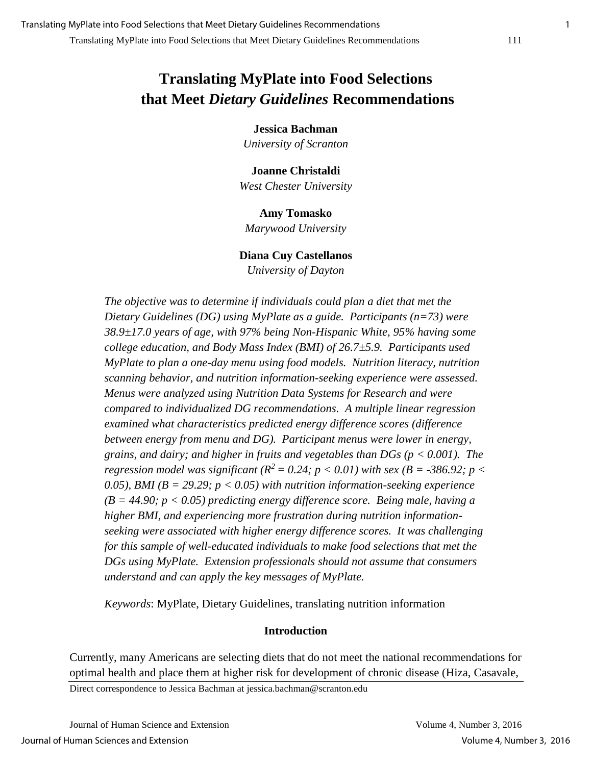# Translating MyPlate into Food Selections that Meet *Dietary Guidelines* Recommendations

**Jessica Bachman**
*University of Scranton*

**Joanne Christaldi**
*West Chester University*

**Amy Tomasko**
*Marywood University*

**Diana Cuy Castellanos**
*University of Dayton*

*The objective was to determine if individuals could plan a diet that met the Dietary Guidelines (DG) using MyPlate as a guide. Participants (n=73) were 38.9±17.0 years of age, with 97% being Non-Hispanic White, 95% having some college education, and Body Mass Index (BMI) of 26.7±5.9. Participants used MyPlate to plan a one-day menu using food models. Nutrition literacy, nutrition scanning behavior, and nutrition information-seeking experience were assessed. Menus were analyzed using Nutrition Data Systems for Research and were compared to individualized DG recommendations. A multiple linear regression examined what characteristics predicted energy difference scores (difference between energy from menu and DG). Participant menus were lower in energy, grains, and dairy; and higher in fruits and vegetables than DGs ($p < 0.001$). The regression model was significant ($R^2 = 0.24$; $p < 0.01$) with sex ($B = -386.92$; $p < 0.05$), BMI ($B = 29.29$; $p < 0.05$) with nutrition information-seeking experience ($B = 44.90$; $p < 0.05$) predicting energy difference score. Being male, having a higher BMI, and experiencing more frustration during nutrition information-seeking were associated with higher energy difference scores. It was challenging for this sample of well-educated individuals to make food selections that met the DGs using MyPlate. Extension professionals should not assume that consumers understand and can apply the key messages of MyPlate.*

*Keywords*: MyPlate, Dietary Guidelines, translating nutrition information

## Introduction

Currently, many Americans are selecting diets that do not meet the national recommendations for optimal health and place them at higher risk for development of chronic disease (Hiza, Casavale,

Direct correspondence to Jessica Bachman at jessica.bachman@scranton.edu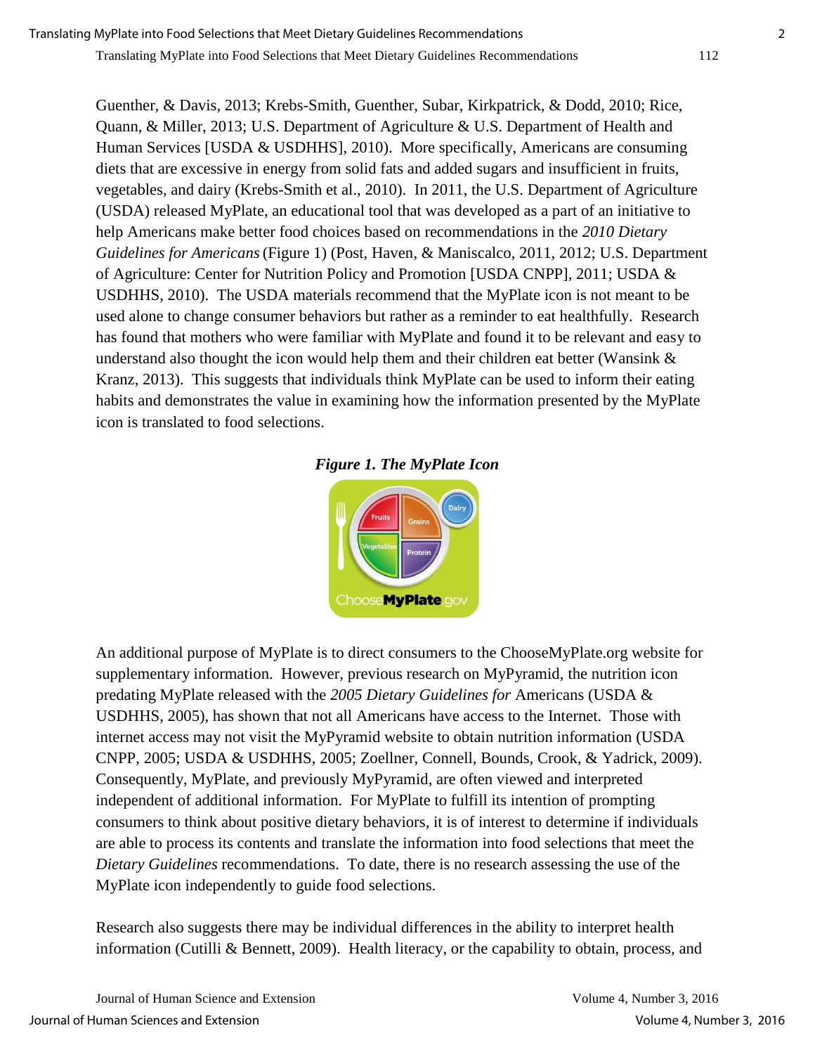Guenther, & Davis, 2013; Krebs-Smith, Guenther, Subar, Kirkpatrick, & Dodd, 2010; Rice, Quann, & Miller, 2013; U.S. Department of Agriculture & U.S. Department of Health and Human Services [USDA & USDHHS], 2010). More specifically, Americans are consuming diets that are excessive in energy from solid fats and added sugars and insufficient in fruits, vegetables, and dairy (Krebs-Smith et al., 2010). In 2011, the U.S. Department of Agriculture (USDA) released MyPlate, an educational tool that was developed as a part of an initiative to help Americans make better food choices based on recommendations in the *2010 Dietary Guidelines for Americans* (Figure 1) (Post, Haven, & Maniscalco, 2011, 2012; U.S. Department of Agriculture: Center for Nutrition Policy and Promotion [USDA CNPP], 2011; USDA & USDHHS, 2010). The USDA materials recommend that the MyPlate icon is not meant to be used alone to change consumer behaviors but rather as a reminder to eat healthfully. Research has found that mothers who were familiar with MyPlate and found it to be relevant and easy to understand also thought the icon would help them and their children eat better (Wansink & Kranz, 2013). This suggests that individuals think MyPlate can be used to inform their eating habits and demonstrates the value in examining how the information presented by the MyPlate icon is translated to food selections.

***Figure 1. The MyPlate Icon***

An additional purpose of MyPlate is to direct consumers to the ChooseMyPlate.org website for supplementary information. However, previous research on MyPyramid, the nutrition icon predating MyPlate released with the *2005 Dietary Guidelines for* Americans (USDA & USDHHS, 2005), has shown that not all Americans have access to the Internet. Those with internet access may not visit the MyPyramid website to obtain nutrition information (USDA CNPP, 2005; USDA & USDHHS, 2005; Zoellner, Connell, Bounds, Crook, & Yadrick, 2009). Consequently, MyPlate, and previously MyPyramid, are often viewed and interpreted independent of additional information. For MyPlate to fulfill its intention of prompting consumers to think about positive dietary behaviors, it is of interest to determine if individuals are able to process its contents and translate the information into food selections that meet the *Dietary Guidelines* recommendations. To date, there is no research assessing the use of the MyPlate icon independently to guide food selections.

Research also suggests there may be individual differences in the ability to interpret health information (Cutilli & Bennett, 2009). Health literacy, or the capability to obtain, process, and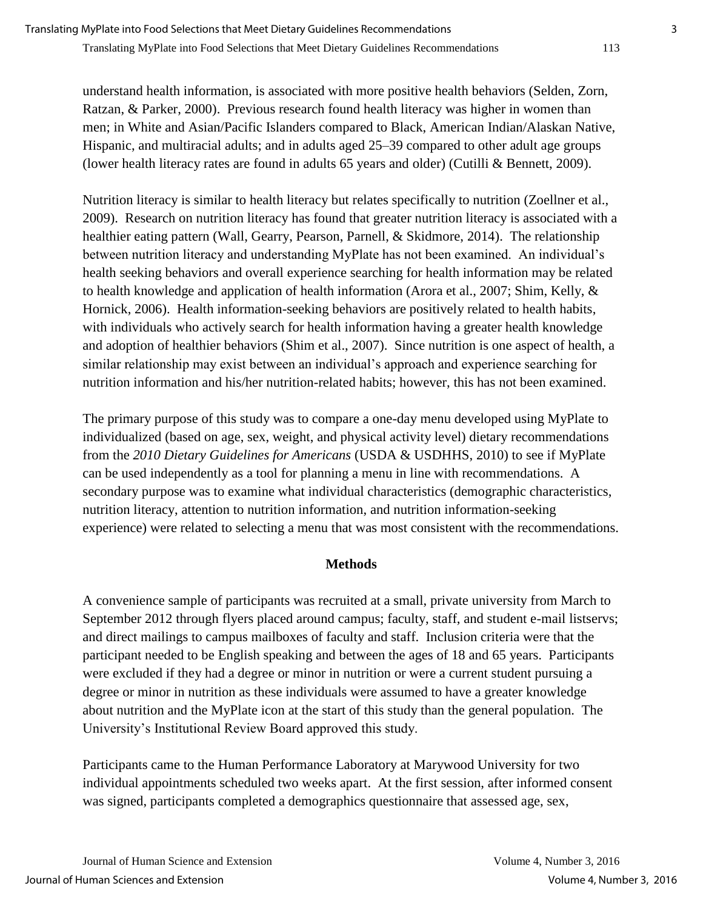understand health information, is associated with more positive health behaviors (Selden, Zorn, Ratzan, & Parker, 2000). Previous research found health literacy was higher in women than men; in White and Asian/Pacific Islanders compared to Black, American Indian/Alaskan Native, Hispanic, and multiracial adults; and in adults aged 25–39 compared to other adult age groups (lower health literacy rates are found in adults 65 years and older) (Cutilli & Bennett, 2009).

Nutrition literacy is similar to health literacy but relates specifically to nutrition (Zoellner et al., 2009). Research on nutrition literacy has found that greater nutrition literacy is associated with a healthier eating pattern (Wall, Gearry, Pearson, Parnell, & Skidmore, 2014). The relationship between nutrition literacy and understanding MyPlate has not been examined. An individual's health seeking behaviors and overall experience searching for health information may be related to health knowledge and application of health information (Arora et al., 2007; Shim, Kelly, & Hornick, 2006). Health information-seeking behaviors are positively related to health habits, with individuals who actively search for health information having a greater health knowledge and adoption of healthier behaviors (Shim et al., 2007). Since nutrition is one aspect of health, a similar relationship may exist between an individual's approach and experience searching for nutrition information and his/her nutrition-related habits; however, this has not been examined.

The primary purpose of this study was to compare a one-day menu developed using MyPlate to individualized (based on age, sex, weight, and physical activity level) dietary recommendations from the *2010 Dietary Guidelines for Americans* (USDA & USDHHS, 2010) to see if MyPlate can be used independently as a tool for planning a menu in line with recommendations. A secondary purpose was to examine what individual characteristics (demographic characteristics, nutrition literacy, attention to nutrition information, and nutrition information-seeking experience) were related to selecting a menu that was most consistent with the recommendations.

## Methods

A convenience sample of participants was recruited at a small, private university from March to September 2012 through flyers placed around campus; faculty, staff, and student e-mail listservs; and direct mailings to campus mailboxes of faculty and staff. Inclusion criteria were that the participant needed to be English speaking and between the ages of 18 and 65 years. Participants were excluded if they had a degree or minor in nutrition or were a current student pursuing a degree or minor in nutrition as these individuals were assumed to have a greater knowledge about nutrition and the MyPlate icon at the start of this study than the general population. The University's Institutional Review Board approved this study.

Participants came to the Human Performance Laboratory at Marywood University for two individual appointments scheduled two weeks apart. At the first session, after informed consent was signed, participants completed a demographics questionnaire that assessed age, sex,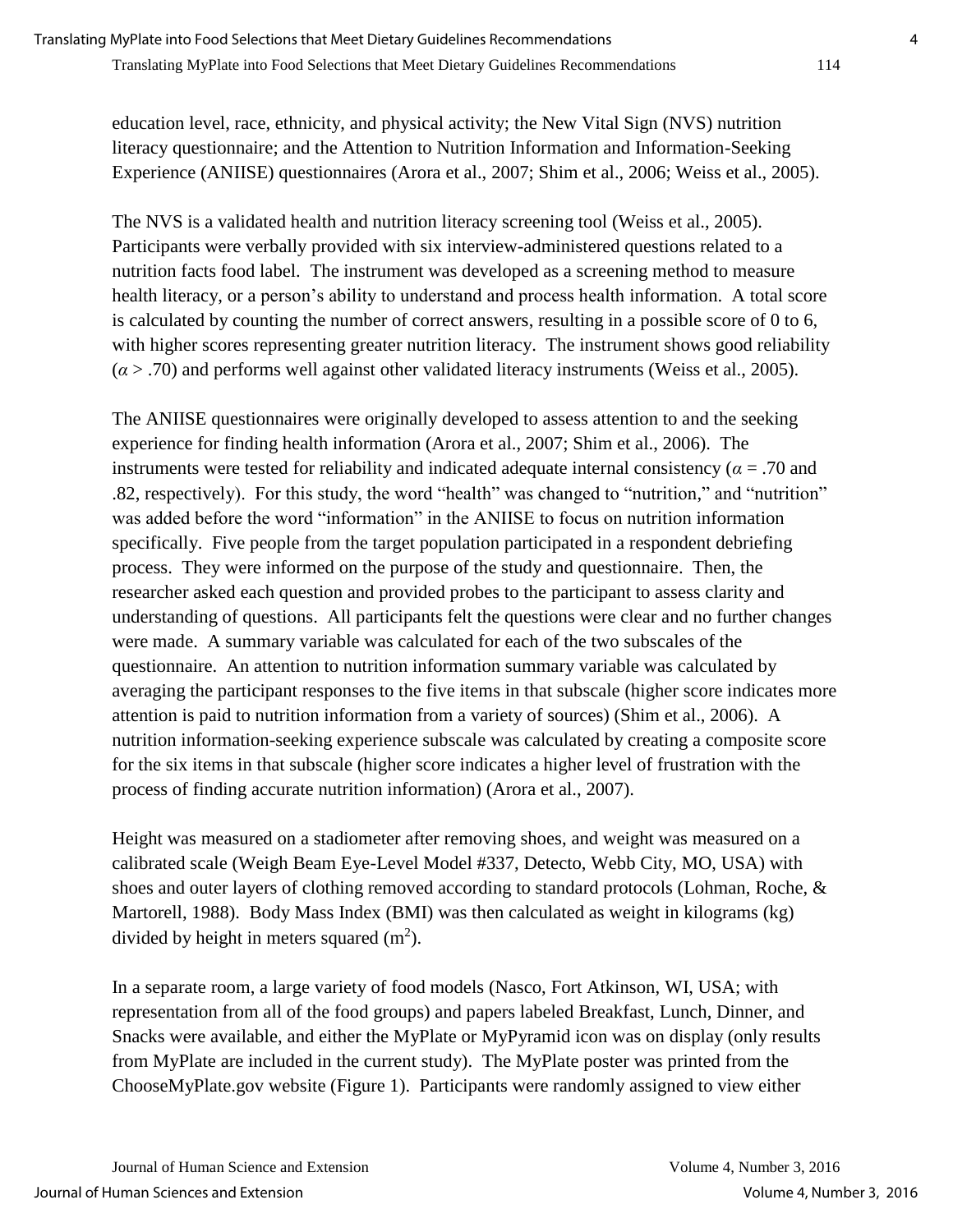education level, race, ethnicity, and physical activity; the New Vital Sign (NVS) nutrition literacy questionnaire; and the Attention to Nutrition Information and Information-Seeking Experience (ANIISE) questionnaires (Arora et al., 2007; Shim et al., 2006; Weiss et al., 2005).

The NVS is a validated health and nutrition literacy screening tool (Weiss et al., 2005). Participants were verbally provided with six interview-administered questions related to a nutrition facts food label. The instrument was developed as a screening method to measure health literacy, or a person's ability to understand and process health information. A total score is calculated by counting the number of correct answers, resulting in a possible score of 0 to 6, with higher scores representing greater nutrition literacy. The instrument shows good reliability ($\alpha > .70$) and performs well against other validated literacy instruments (Weiss et al., 2005).

The ANIISE questionnaires were originally developed to assess attention to and the seeking experience for finding health information (Arora et al., 2007; Shim et al., 2006). The instruments were tested for reliability and indicated adequate internal consistency ($\alpha = .70$ and .82, respectively). For this study, the word "health" was changed to "nutrition," and "nutrition" was added before the word "information" in the ANIISE to focus on nutrition information specifically. Five people from the target population participated in a respondent debriefing process. They were informed on the purpose of the study and questionnaire. Then, the researcher asked each question and provided probes to the participant to assess clarity and understanding of questions. All participants felt the questions were clear and no further changes were made. A summary variable was calculated for each of the two subscales of the questionnaire. An attention to nutrition information summary variable was calculated by averaging the participant responses to the five items in that subscale (higher score indicates more attention is paid to nutrition information from a variety of sources) (Shim et al., 2006). A nutrition information-seeking experience subscale was calculated by creating a composite score for the six items in that subscale (higher score indicates a higher level of frustration with the process of finding accurate nutrition information) (Arora et al., 2007).

Height was measured on a stadiometer after removing shoes, and weight was measured on a calibrated scale (Weigh Beam Eye-Level Model #337, Detecto, Webb City, MO, USA) with shoes and outer layers of clothing removed according to standard protocols (Lohman, Roche, & Martorell, 1988). Body Mass Index (BMI) was then calculated as weight in kilograms (kg) divided by height in meters squared ($m^2$).

In a separate room, a large variety of food models (Nasco, Fort Atkinson, WI, USA; with representation from all of the food groups) and papers labeled Breakfast, Lunch, Dinner, and Snacks were available, and either the MyPlate or MyPyramid icon was on display (only results from MyPlate are included in the current study). The MyPlate poster was printed from the ChooseMyPlate.gov website (Figure 1). Participants were randomly assigned to view either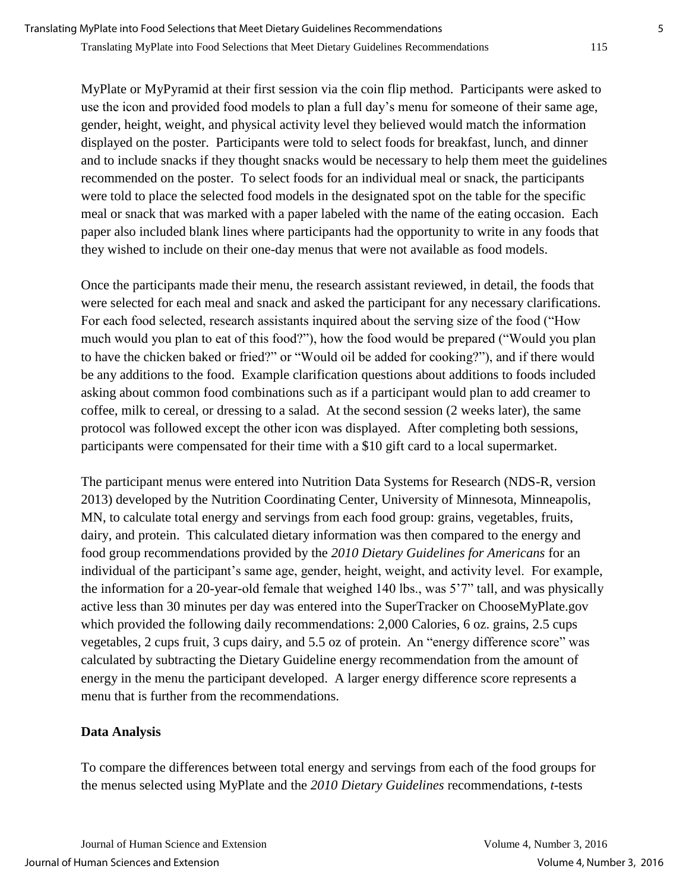MyPlate or MyPyramid at their first session via the coin flip method. Participants were asked to use the icon and provided food models to plan a full day's menu for someone of their same age, gender, height, weight, and physical activity level they believed would match the information displayed on the poster. Participants were told to select foods for breakfast, lunch, and dinner and to include snacks if they thought snacks would be necessary to help them meet the guidelines recommended on the poster. To select foods for an individual meal or snack, the participants were told to place the selected food models in the designated spot on the table for the specific meal or snack that was marked with a paper labeled with the name of the eating occasion. Each paper also included blank lines where participants had the opportunity to write in any foods that they wished to include on their one-day menus that were not available as food models.

Once the participants made their menu, the research assistant reviewed, in detail, the foods that were selected for each meal and snack and asked the participant for any necessary clarifications. For each food selected, research assistants inquired about the serving size of the food ("How much would you plan to eat of this food?"), how the food would be prepared ("Would you plan to have the chicken baked or fried?" or "Would oil be added for cooking?"), and if there would be any additions to the food. Example clarification questions about additions to foods included asking about common food combinations such as if a participant would plan to add creamer to coffee, milk to cereal, or dressing to a salad. At the second session (2 weeks later), the same protocol was followed except the other icon was displayed. After completing both sessions, participants were compensated for their time with a $10 gift card to a local supermarket.

The participant menus were entered into Nutrition Data Systems for Research (NDS-R, version 2013) developed by the Nutrition Coordinating Center, University of Minnesota, Minneapolis, MN, to calculate total energy and servings from each food group: grains, vegetables, fruits, dairy, and protein. This calculated dietary information was then compared to the energy and food group recommendations provided by the *2010 Dietary Guidelines for Americans* for an individual of the participant's same age, gender, height, weight, and activity level. For example, the information for a 20-year-old female that weighed 140 lbs., was 5'7" tall, and was physically active less than 30 minutes per day was entered into the SuperTracker on ChooseMyPlate.gov which provided the following daily recommendations: 2,000 Calories, 6 oz. grains, 2.5 cups vegetables, 2 cups fruit, 3 cups dairy, and 5.5 oz of protein. An "energy difference score" was calculated by subtracting the Dietary Guideline energy recommendation from the amount of energy in the menu the participant developed. A larger energy difference score represents a menu that is further from the recommendations.

**Data Analysis**

To compare the differences between total energy and servings from each of the food groups for the menus selected using MyPlate and the *2010 Dietary Guidelines* recommendations, *t*-tests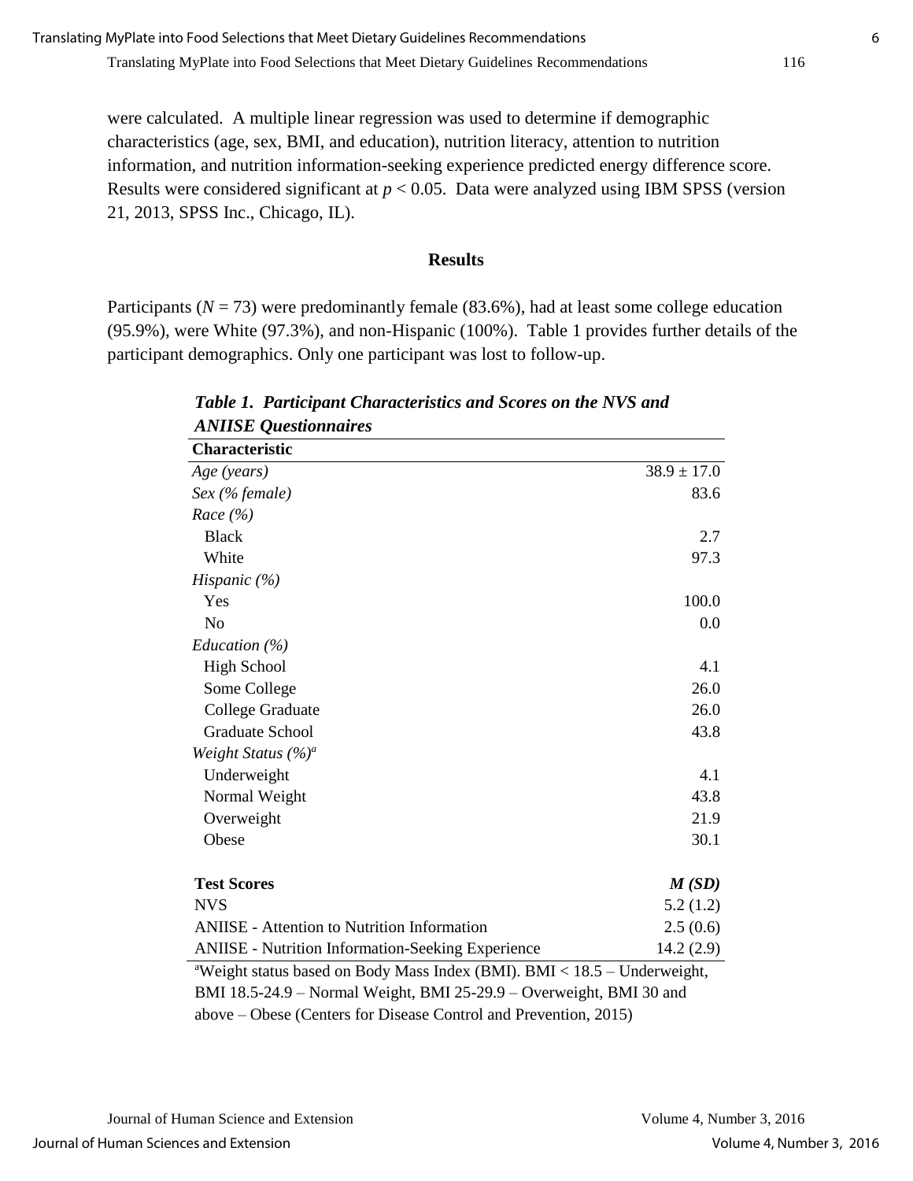were calculated. A multiple linear regression was used to determine if demographic characteristics (age, sex, BMI, and education), nutrition literacy, attention to nutrition information, and nutrition information-seeking experience predicted energy difference score. Results were considered significant at $p < 0.05$. Data were analyzed using IBM SPSS (version 21, 2013, SPSS Inc., Chicago, IL).

## Results

Participants ($N = 73$) were predominantly female (83.6%), had at least some college education (95.9%), were White (97.3%), and non-Hispanic (100%). Table 1 provides further details of the participant demographics. Only one participant was lost to follow-up.

***Table 1. Participant Characteristics and Scores on the NVS and ANIISE Questionnaires***

| **Characteristic** | |
|---|---|
| *Age (years)* | 38.9 ± 17.0 |
| *Sex (% female)* | 83.6 |
| *Race (%)* | |
| Black | 2.7 |
| White | 97.3 |
| *Hispanic (%)* | |
| Yes | 100.0 |
| No | 0.0 |
| *Education (%)* | |
| High School | 4.1 |
| Some College | 26.0 |
| College Graduate | 26.0 |
| Graduate School | 43.8 |
| *Weight Status (%)*[a] | |
| Underweight | 4.1 |
| Normal Weight | 43.8 |
| Overweight | 21.9 |
| Obese | 30.1 |
| **Test Scores** | ***M (SD)*** |
| NVS | 5.2 (1.2) |
| ANIISE - Attention to Nutrition Information | 2.5 (0.6) |
| ANIISE - Nutrition Information-Seeking Experience | 14.2 (2.9) |

[a]Weight status based on Body Mass Index (BMI). BMI < 18.5 – Underweight, BMI 18.5-24.9 – Normal Weight, BMI 25-29.9 – Overweight, BMI 30 and above – Obese (Centers for Disease Control and Prevention, 2015)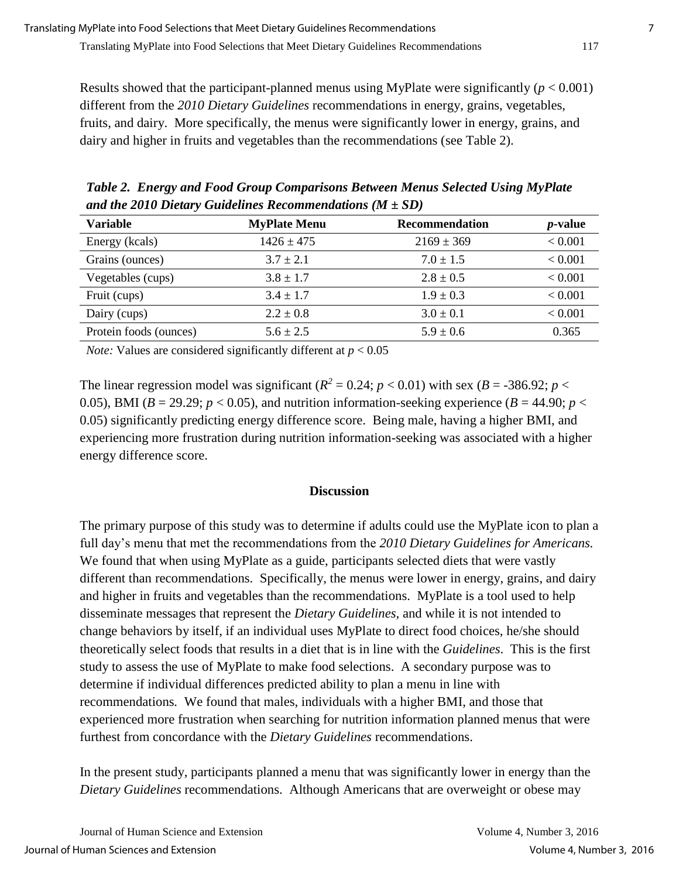Results showed that the participant-planned menus using MyPlate were significantly ($p < 0.001$) different from the *2010 Dietary Guidelines* recommendations in energy, grains, vegetables, fruits, and dairy. More specifically, the menus were significantly lower in energy, grains, and dairy and higher in fruits and vegetables than the recommendations (see Table 2).

***Table 2. Energy and Food Group Comparisons Between Menus Selected Using MyPlate and the 2010 Dietary Guidelines Recommendations ($M \pm SD$)***

| Variable | MyPlate Menu | Recommendation | *p*-value |
|---|---|---|---|
| Energy (kcals) | $1426 \pm 475$ | $2169 \pm 369$ | < 0.001 |
| Grains (ounces) | $3.7 \pm 2.1$ | $7.0 \pm 1.5$ | < 0.001 |
| Vegetables (cups) | $3.8 \pm 1.7$ | $2.8 \pm 0.5$ | < 0.001 |
| Fruit (cups) | $3.4 \pm 1.7$ | $1.9 \pm 0.3$ | < 0.001 |
| Dairy (cups) | $2.2 \pm 0.8$ | $3.0 \pm 0.1$ | < 0.001 |
| Protein foods (ounces) | $5.6 \pm 2.5$ | $5.9 \pm 0.6$ | 0.365 |

*Note:* Values are considered significantly different at $p < 0.05$

The linear regression model was significant ($R^2 = 0.24$; $p < 0.01$) with sex ($B = -386.92$; $p < 0.05$), BMI ($B = 29.29$; $p < 0.05$), and nutrition information-seeking experience ($B = 44.90$; $p < 0.05$) significantly predicting energy difference score. Being male, having a higher BMI, and experiencing more frustration during nutrition information-seeking was associated with a higher energy difference score.

## Discussion

The primary purpose of this study was to determine if adults could use the MyPlate icon to plan a full day's menu that met the recommendations from the *2010 Dietary Guidelines for Americans.* We found that when using MyPlate as a guide, participants selected diets that were vastly different than recommendations. Specifically, the menus were lower in energy, grains, and dairy and higher in fruits and vegetables than the recommendations. MyPlate is a tool used to help disseminate messages that represent the *Dietary Guidelines,* and while it is not intended to change behaviors by itself, if an individual uses MyPlate to direct food choices, he/she should theoretically select foods that results in a diet that is in line with the *Guidelines*. This is the first study to assess the use of MyPlate to make food selections. A secondary purpose was to determine if individual differences predicted ability to plan a menu in line with recommendations. We found that males, individuals with a higher BMI, and those that experienced more frustration when searching for nutrition information planned menus that were furthest from concordance with the *Dietary Guidelines* recommendations.

In the present study, participants planned a menu that was significantly lower in energy than the *Dietary Guidelines* recommendations. Although Americans that are overweight or obese may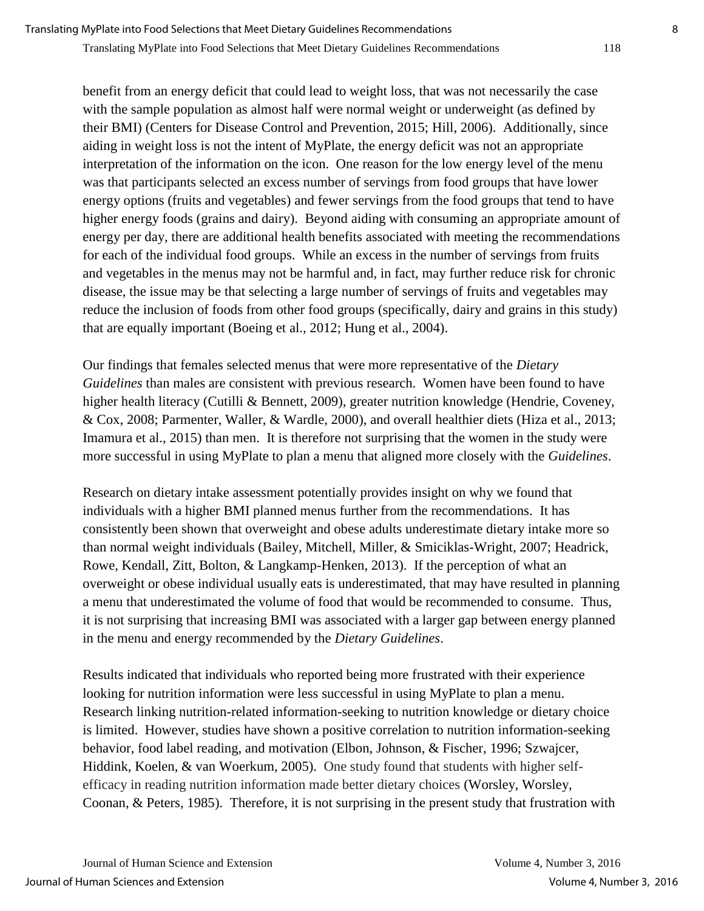benefit from an energy deficit that could lead to weight loss, that was not necessarily the case with the sample population as almost half were normal weight or underweight (as defined by their BMI) (Centers for Disease Control and Prevention, 2015; Hill, 2006). Additionally, since aiding in weight loss is not the intent of MyPlate, the energy deficit was not an appropriate interpretation of the information on the icon. One reason for the low energy level of the menu was that participants selected an excess number of servings from food groups that have lower energy options (fruits and vegetables) and fewer servings from the food groups that tend to have higher energy foods (grains and dairy). Beyond aiding with consuming an appropriate amount of energy per day, there are additional health benefits associated with meeting the recommendations for each of the individual food groups. While an excess in the number of servings from fruits and vegetables in the menus may not be harmful and, in fact, may further reduce risk for chronic disease, the issue may be that selecting a large number of servings of fruits and vegetables may reduce the inclusion of foods from other food groups (specifically, dairy and grains in this study) that are equally important (Boeing et al., 2012; Hung et al., 2004).

Our findings that females selected menus that were more representative of the *Dietary Guidelines* than males are consistent with previous research. Women have been found to have higher health literacy (Cutilli & Bennett, 2009), greater nutrition knowledge (Hendrie, Coveney, & Cox, 2008; Parmenter, Waller, & Wardle, 2000), and overall healthier diets (Hiza et al., 2013; Imamura et al., 2015) than men. It is therefore not surprising that the women in the study were more successful in using MyPlate to plan a menu that aligned more closely with the *Guidelines*.

Research on dietary intake assessment potentially provides insight on why we found that individuals with a higher BMI planned menus further from the recommendations. It has consistently been shown that overweight and obese adults underestimate dietary intake more so than normal weight individuals (Bailey, Mitchell, Miller, & Smiciklas-Wright, 2007; Headrick, Rowe, Kendall, Zitt, Bolton, & Langkamp-Henken, 2013). If the perception of what an overweight or obese individual usually eats is underestimated, that may have resulted in planning a menu that underestimated the volume of food that would be recommended to consume. Thus, it is not surprising that increasing BMI was associated with a larger gap between energy planned in the menu and energy recommended by the *Dietary Guidelines*.

Results indicated that individuals who reported being more frustrated with their experience looking for nutrition information were less successful in using MyPlate to plan a menu. Research linking nutrition-related information-seeking to nutrition knowledge or dietary choice is limited. However, studies have shown a positive correlation to nutrition information-seeking behavior, food label reading, and motivation (Elbon, Johnson, & Fischer, 1996; Szwajcer, Hiddink, Koelen, & van Woerkum, 2005). One study found that students with higher self-efficacy in reading nutrition information made better dietary choices (Worsley, Worsley, Coonan, & Peters, 1985). Therefore, it is not surprising in the present study that frustration with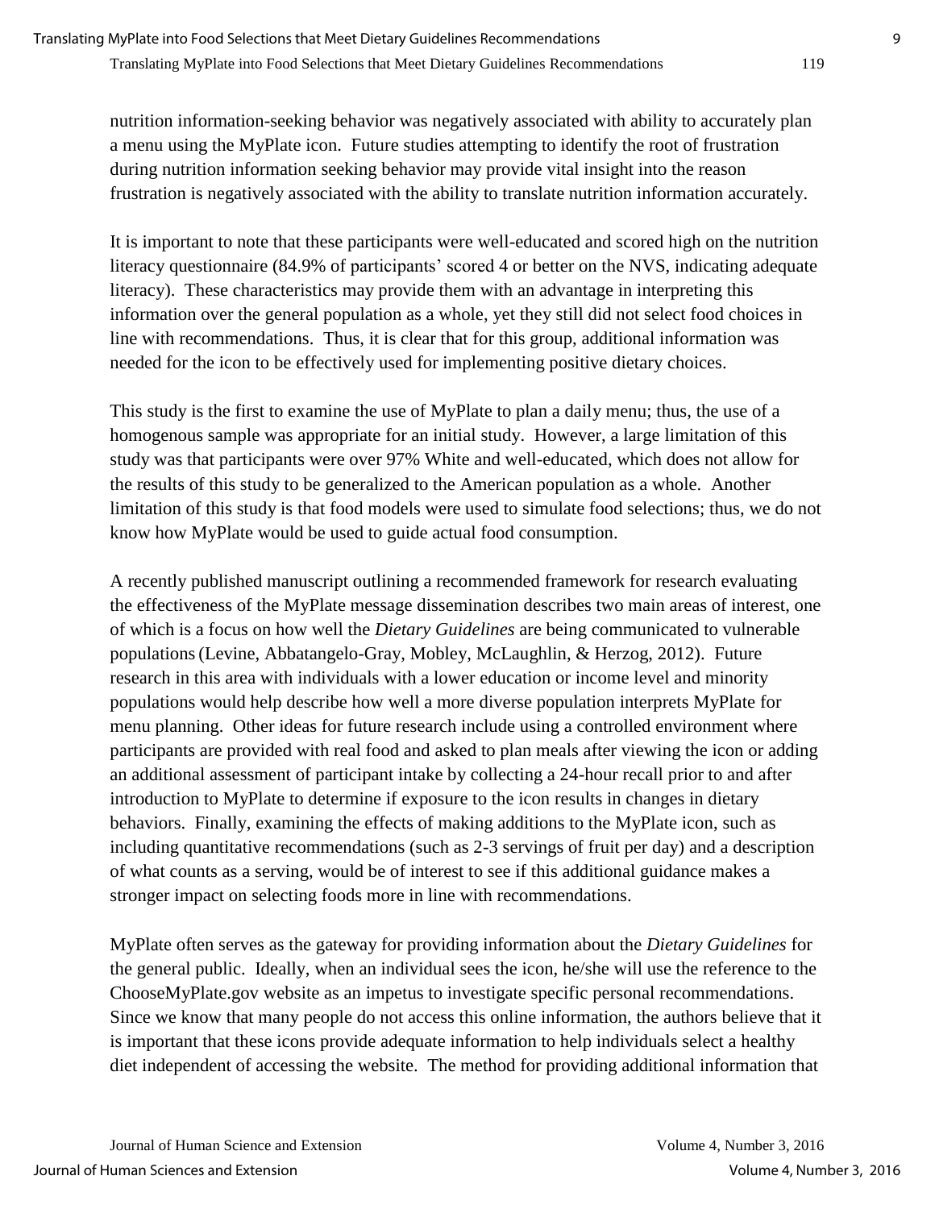nutrition information-seeking behavior was negatively associated with ability to accurately plan a menu using the MyPlate icon. Future studies attempting to identify the root of frustration during nutrition information seeking behavior may provide vital insight into the reason frustration is negatively associated with the ability to translate nutrition information accurately.

It is important to note that these participants were well-educated and scored high on the nutrition literacy questionnaire (84.9% of participants' scored 4 or better on the NVS, indicating adequate literacy). These characteristics may provide them with an advantage in interpreting this information over the general population as a whole, yet they still did not select food choices in line with recommendations. Thus, it is clear that for this group, additional information was needed for the icon to be effectively used for implementing positive dietary choices.

This study is the first to examine the use of MyPlate to plan a daily menu; thus, the use of a homogenous sample was appropriate for an initial study. However, a large limitation of this study was that participants were over 97% White and well-educated, which does not allow for the results of this study to be generalized to the American population as a whole. Another limitation of this study is that food models were used to simulate food selections; thus, we do not know how MyPlate would be used to guide actual food consumption.

A recently published manuscript outlining a recommended framework for research evaluating the effectiveness of the MyPlate message dissemination describes two main areas of interest, one of which is a focus on how well the *Dietary Guidelines* are being communicated to vulnerable populations (Levine, Abbatangelo-Gray, Mobley, McLaughlin, & Herzog, 2012). Future research in this area with individuals with a lower education or income level and minority populations would help describe how well a more diverse population interprets MyPlate for menu planning. Other ideas for future research include using a controlled environment where participants are provided with real food and asked to plan meals after viewing the icon or adding an additional assessment of participant intake by collecting a 24-hour recall prior to and after introduction to MyPlate to determine if exposure to the icon results in changes in dietary behaviors. Finally, examining the effects of making additions to the MyPlate icon, such as including quantitative recommendations (such as 2-3 servings of fruit per day) and a description of what counts as a serving, would be of interest to see if this additional guidance makes a stronger impact on selecting foods more in line with recommendations.

MyPlate often serves as the gateway for providing information about the *Dietary Guidelines* for the general public. Ideally, when an individual sees the icon, he/she will use the reference to the ChooseMyPlate.gov website as an impetus to investigate specific personal recommendations. Since we know that many people do not access this online information, the authors believe that it is important that these icons provide adequate information to help individuals select a healthy diet independent of accessing the website. The method for providing additional information that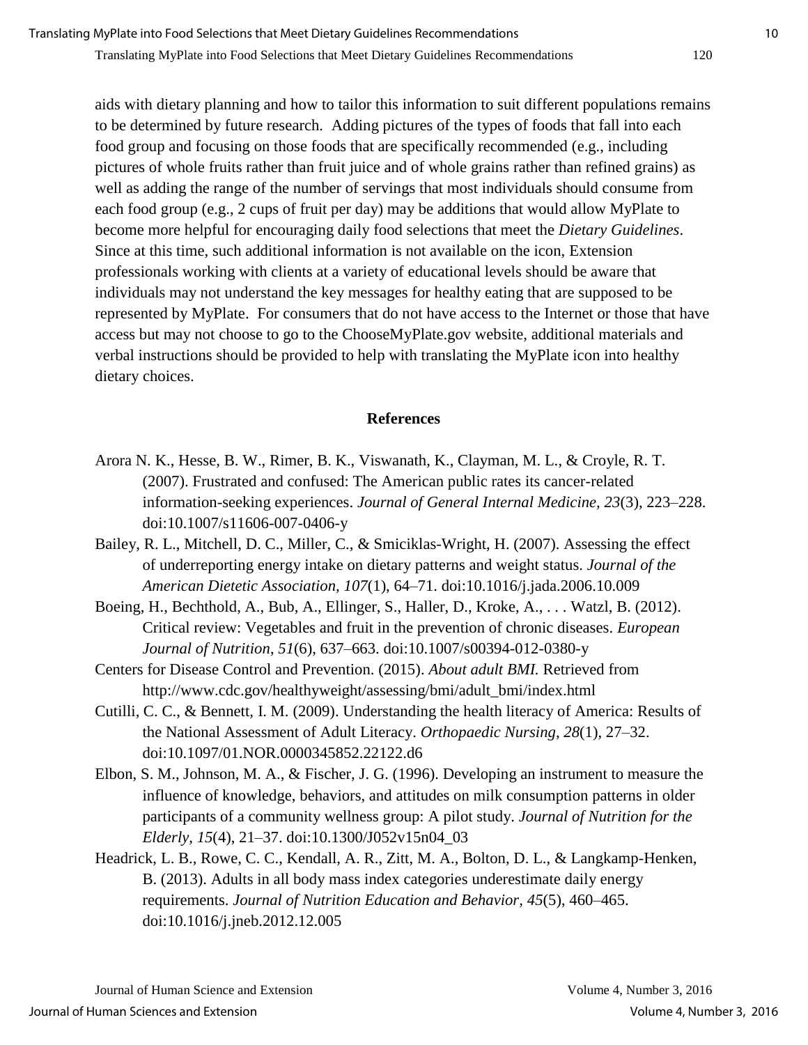aids with dietary planning and how to tailor this information to suit different populations remains to be determined by future research. Adding pictures of the types of foods that fall into each food group and focusing on those foods that are specifically recommended (e.g., including pictures of whole fruits rather than fruit juice and of whole grains rather than refined grains) as well as adding the range of the number of servings that most individuals should consume from each food group (e.g., 2 cups of fruit per day) may be additions that would allow MyPlate to become more helpful for encouraging daily food selections that meet the *Dietary Guidelines*. Since at this time, such additional information is not available on the icon, Extension professionals working with clients at a variety of educational levels should be aware that individuals may not understand the key messages for healthy eating that are supposed to be represented by MyPlate. For consumers that do not have access to the Internet or those that have access but may not choose to go to the ChooseMyPlate.gov website, additional materials and verbal instructions should be provided to help with translating the MyPlate icon into healthy dietary choices.

## References

Arora N. K., Hesse, B. W., Rimer, B. K., Viswanath, K., Clayman, M. L., & Croyle, R. T. (2007). Frustrated and confused: The American public rates its cancer-related information-seeking experiences. *Journal of General Internal Medicine, 23*(3), 223–228. doi:10.1007/s11606-007-0406-y

Bailey, R. L., Mitchell, D. C., Miller, C., & Smiciklas-Wright, H. (2007). Assessing the effect of underreporting energy intake on dietary patterns and weight status. *Journal of the American Dietetic Association, 107*(1), 64–71. doi:10.1016/j.jada.2006.10.009

Boeing, H., Bechthold, A., Bub, A., Ellinger, S., Haller, D., Kroke, A., . . . Watzl, B. (2012). Critical review: Vegetables and fruit in the prevention of chronic diseases. *European Journal of Nutrition, 51*(6), 637–663. doi:10.1007/s00394-012-0380-y

Centers for Disease Control and Prevention. (2015). *About adult BMI.* Retrieved from http://www.cdc.gov/healthyweight/assessing/bmi/adult_bmi/index.html

Cutilli, C. C., & Bennett, I. M. (2009). Understanding the health literacy of America: Results of the National Assessment of Adult Literacy. *Orthopaedic Nursing*, *28*(1), 27–32. doi:10.1097/01.NOR.0000345852.22122.d6

Elbon, S. M., Johnson, M. A., & Fischer, J. G. (1996). Developing an instrument to measure the influence of knowledge, behaviors, and attitudes on milk consumption patterns in older participants of a community wellness group: A pilot study. *Journal of Nutrition for the Elderly, 15*(4), 21–37. doi:10.1300/J052v15n04_03

Headrick, L. B., Rowe, C. C., Kendall, A. R., Zitt, M. A., Bolton, D. L., & Langkamp-Henken, B. (2013). Adults in all body mass index categories underestimate daily energy requirements. *Journal of Nutrition Education and Behavior, 45*(5), 460–465. doi:10.1016/j.jneb.2012.12.005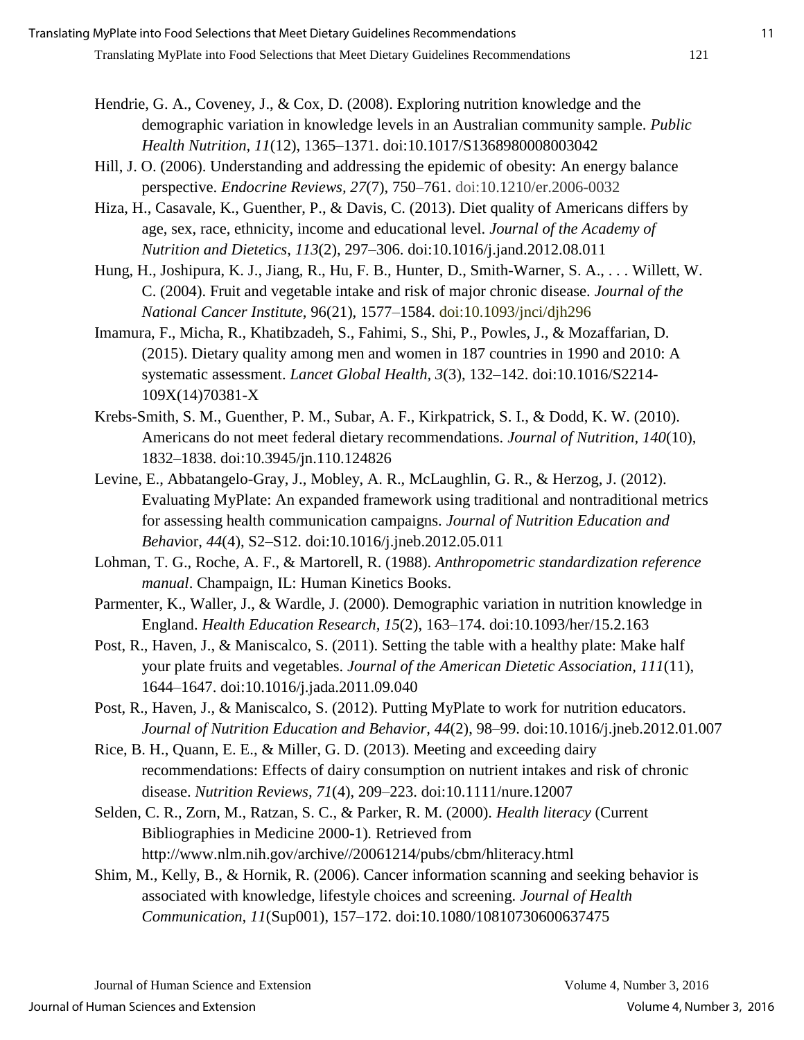Hendrie, G. A., Coveney, J., & Cox, D. (2008). Exploring nutrition knowledge and the demographic variation in knowledge levels in an Australian community sample. *Public Health Nutrition, 11*(12), 1365–1371. doi:10.1017/S1368980008003042

Hill, J. O. (2006). Understanding and addressing the epidemic of obesity: An energy balance perspective. *Endocrine Reviews, 27*(7), 750–761. doi:10.1210/er.2006-0032

Hiza, H., Casavale, K., Guenther, P., & Davis, C. (2013). Diet quality of Americans differs by age, sex, race, ethnicity, income and educational level. *Journal of the Academy of Nutrition and Dietetics*, *113*(2), 297–306. doi:10.1016/j.jand.2012.08.011

Hung, H., Joshipura, K. J., Jiang, R., Hu, F. B., Hunter, D., Smith-Warner, S. A., . . . Willett, W. C. (2004). Fruit and vegetable intake and risk of major chronic disease. *Journal of the National Cancer Institute*, 96(21), 1577–1584. doi:10.1093/jnci/djh296

Imamura, F., Micha, R., Khatibzadeh, S., Fahimi, S., Shi, P., Powles, J., & Mozaffarian, D. (2015). Dietary quality among men and women in 187 countries in 1990 and 2010: A systematic assessment. *Lancet Global Health, 3*(3), 132–142. doi:10.1016/S2214-109X(14)70381-X

Krebs-Smith, S. M., Guenther, P. M., Subar, A. F., Kirkpatrick, S. I., & Dodd, K. W. (2010). Americans do not meet federal dietary recommendations. *Journal of Nutrition, 140*(10), 1832–1838. doi:10.3945/jn.110.124826

Levine, E., Abbatangelo-Gray, J., Mobley, A. R., McLaughlin, G. R., & Herzog, J. (2012). Evaluating MyPlate: An expanded framework using traditional and nontraditional metrics for assessing health communication campaigns. *Journal of Nutrition Education and Behav*ior, *44*(4), S2–S12. doi:10.1016/j.jneb.2012.05.011

Lohman, T. G., Roche, A. F., & Martorell, R. (1988). *Anthropometric standardization reference manual*. Champaign, IL: Human Kinetics Books.

Parmenter, K., Waller, J., & Wardle, J. (2000). Demographic variation in nutrition knowledge in England. *Health Education Research, 15*(2), 163–174. doi:10.1093/her/15.2.163

Post, R., Haven, J., & Maniscalco, S. (2011). Setting the table with a healthy plate: Make half your plate fruits and vegetables. *Journal of the American Dietetic Association, 111*(11), 1644–1647. doi:10.1016/j.jada.2011.09.040

Post, R., Haven, J., & Maniscalco, S. (2012). Putting MyPlate to work for nutrition educators. *Journal of Nutrition Education and Behavior, 44*(2), 98–99. doi:10.1016/j.jneb.2012.01.007

Rice, B. H., Quann, E. E., & Miller, G. D. (2013). Meeting and exceeding dairy recommendations: Effects of dairy consumption on nutrient intakes and risk of chronic disease. *Nutrition Reviews, 71*(4), 209–223. doi:10.1111/nure.12007

Selden, C. R., Zorn, M., Ratzan, S. C., & Parker, R. M. (2000). *Health literacy* (Current Bibliographies in Medicine 2000-1). Retrieved from http://www.nlm.nih.gov/archive//20061214/pubs/cbm/hliteracy.html

Shim, M., Kelly, B., & Hornik, R. (2006). Cancer information scanning and seeking behavior is associated with knowledge, lifestyle choices and screening. *Journal of Health Communication, 11*(Sup001), 157–172. doi:10.1080/10810730600637475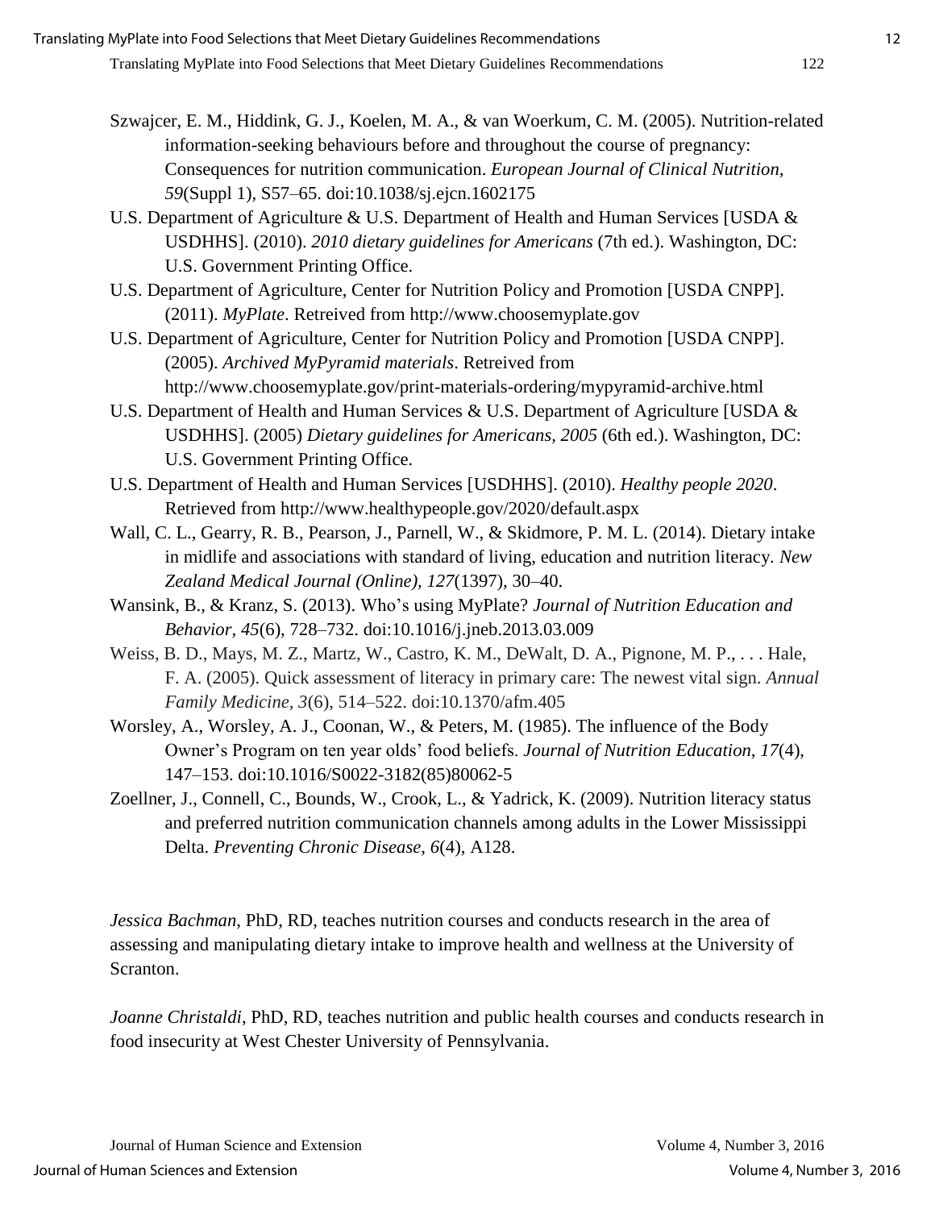Szwajcer, E. M., Hiddink, G. J., Koelen, M. A., & van Woerkum, C. M. (2005). Nutrition-related information-seeking behaviours before and throughout the course of pregnancy: Consequences for nutrition communication. *European Journal of Clinical Nutrition, 59*(Suppl 1), S57–65. doi:10.1038/sj.ejcn.1602175

U.S. Department of Agriculture & U.S. Department of Health and Human Services [USDA & USDHHS]. (2010). *2010 dietary guidelines for Americans* (7th ed.). Washington, DC: U.S. Government Printing Office.

U.S. Department of Agriculture, Center for Nutrition Policy and Promotion [USDA CNPP]. (2011). *MyPlate*. Retreived from http://www.choosemyplate.gov

U.S. Department of Agriculture, Center for Nutrition Policy and Promotion [USDA CNPP]. (2005). *Archived MyPyramid materials*. Retreived from http://www.choosemyplate.gov/print-materials-ordering/mypyramid-archive.html

U.S. Department of Health and Human Services & U.S. Department of Agriculture [USDA & USDHHS]. (2005) *Dietary guidelines for Americans, 2005* (6th ed.). Washington, DC: U.S. Government Printing Office.

U.S. Department of Health and Human Services [USDHHS]. (2010). *Healthy people 2020*. Retrieved from http://www.healthypeople.gov/2020/default.aspx

Wall, C. L., Gearry, R. B., Pearson, J., Parnell, W., & Skidmore, P. M. L. (2014). Dietary intake in midlife and associations with standard of living, education and nutrition literacy. *New Zealand Medical Journal (Online), 127*(1397), 30–40.

Wansink, B., & Kranz, S. (2013). Who's using MyPlate? *Journal of Nutrition Education and Behavior, 45*(6), 728–732. doi:10.1016/j.jneb.2013.03.009

Weiss, B. D., Mays, M. Z., Martz, W., Castro, K. M., DeWalt, D. A., Pignone, M. P., . . . Hale, F. A. (2005). Quick assessment of literacy in primary care: The newest vital sign. *Annual Family Medicine, 3*(6), 514–522. doi:10.1370/afm.405

Worsley, A., Worsley, A. J., Coonan, W., & Peters, M. (1985). The influence of the Body Owner's Program on ten year olds' food beliefs. *Journal of Nutrition Education, 17*(4), 147–153. doi:10.1016/S0022-3182(85)80062-5

Zoellner, J., Connell, C., Bounds, W., Crook, L., & Yadrick, K. (2009). Nutrition literacy status and preferred nutrition communication channels among adults in the Lower Mississippi Delta. *Preventing Chronic Disease, 6*(4), A128.

*Jessica Bachman*, PhD, RD, teaches nutrition courses and conducts research in the area of assessing and manipulating dietary intake to improve health and wellness at the University of Scranton.

*Joanne Christaldi*, PhD, RD, teaches nutrition and public health courses and conducts research in food insecurity at West Chester University of Pennsylvania.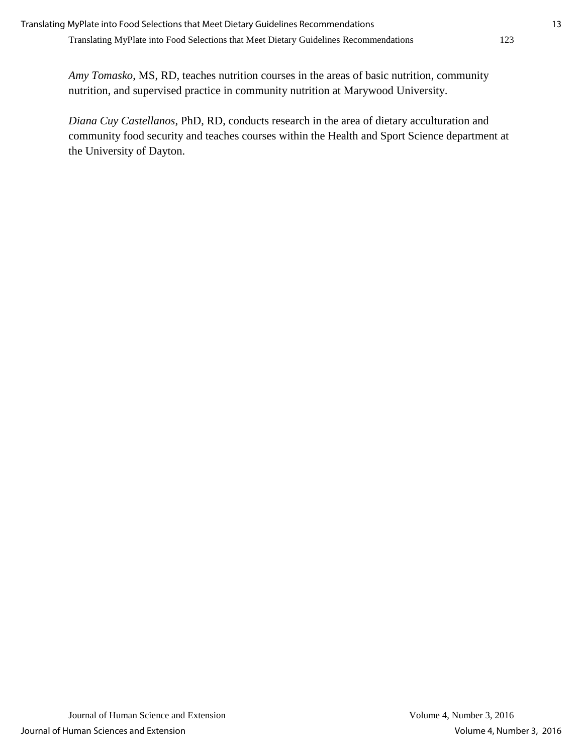*Amy Tomasko*, MS, RD, teaches nutrition courses in the areas of basic nutrition, community nutrition, and supervised practice in community nutrition at Marywood University.

*Diana Cuy Castellanos*, PhD, RD, conducts research in the area of dietary acculturation and community food security and teaches courses within the Health and Sport Science department at the University of Dayton.